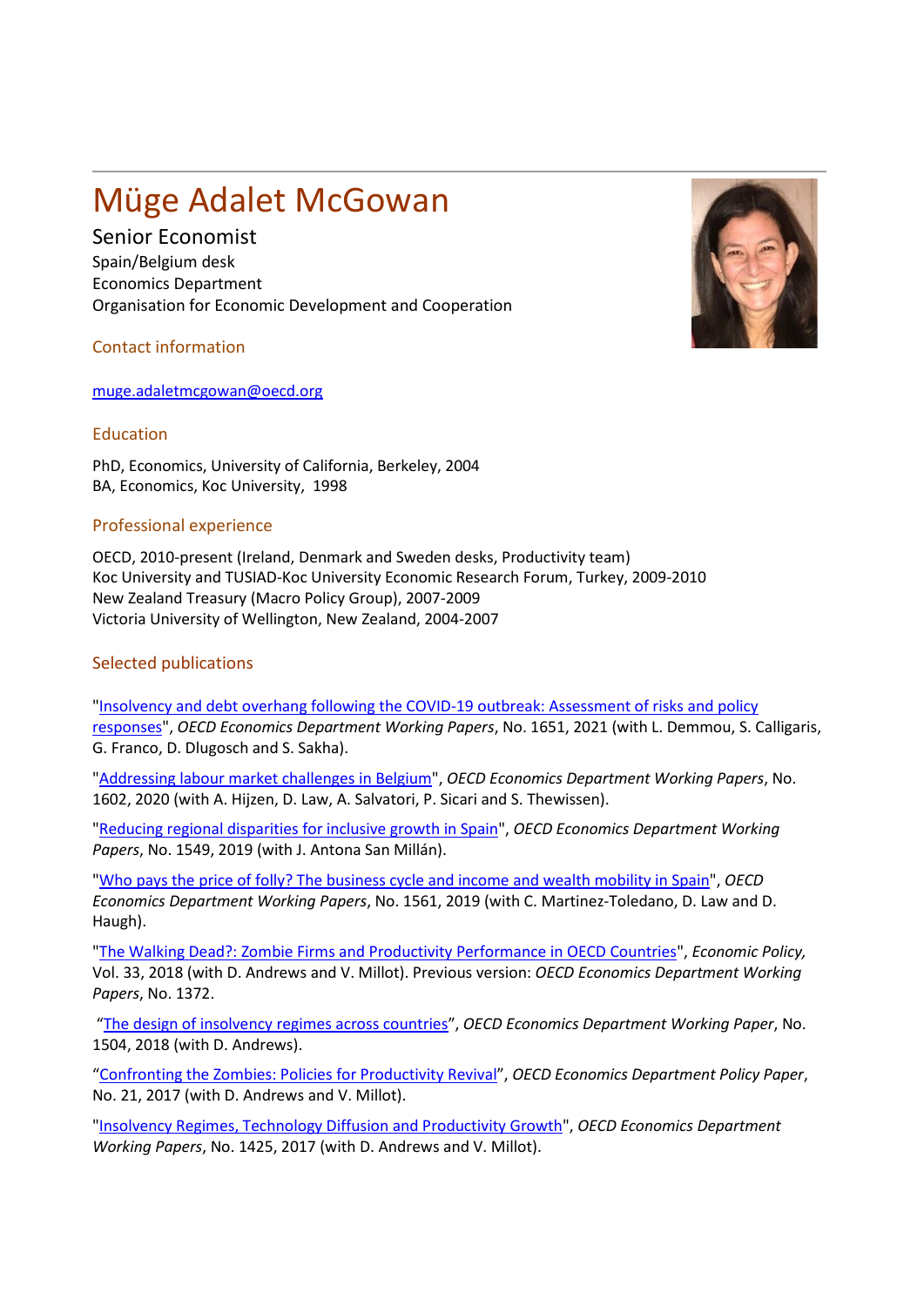# Müge Adalet McGowan

Senior Economist
Spain/Belgium desk
Economics Department
Organisation for Economic Development and Cooperation

## Contact information

muge.adaletmcgowan@oecd.org

## Education

PhD, Economics, University of California, Berkeley, 2004
BA, Economics, Koc University, 1998

## Professional experience

OECD, 2010-present (Ireland, Denmark and Sweden desks, Productivity team)
Koc University and TUSIAD-Koc University Economic Research Forum, Turkey, 2009-2010
New Zealand Treasury (Macro Policy Group), 2007-2009
Victoria University of Wellington, New Zealand, 2004-2007

## Selected publications

"Insolvency and debt overhang following the COVID-19 outbreak: Assessment of risks and policy responses", *OECD Economics Department Working Papers*, No. 1651, 2021 (with L. Demmou, S. Calligaris, G. Franco, D. Dlugosch and S. Sakha).

"Addressing labour market challenges in Belgium", *OECD Economics Department Working Papers*, No. 1602, 2020 (with A. Hijzen, D. Law, A. Salvatori, P. Sicari and S. Thewissen).

"Reducing regional disparities for inclusive growth in Spain", *OECD Economics Department Working Papers*, No. 1549, 2019 (with J. Antona San Millán).

"Who pays the price of folly? The business cycle and income and wealth mobility in Spain", *OECD Economics Department Working Papers*, No. 1561, 2019 (with C. Martinez-Toledano, D. Law and D. Haugh).

"The Walking Dead?: Zombie Firms and Productivity Performance in OECD Countries", *Economic Policy,* Vol. 33, 2018 (with D. Andrews and V. Millot). Previous version: *OECD Economics Department Working Papers*, No. 1372.

"The design of insolvency regimes across countries", *OECD Economics Department Working Paper*, No. 1504, 2018 (with D. Andrews).

"Confronting the Zombies: Policies for Productivity Revival", *OECD Economics Department Policy Paper*, No. 21, 2017 (with D. Andrews and V. Millot).

"Insolvency Regimes, Technology Diffusion and Productivity Growth", *OECD Economics Department Working Papers*, No. 1425, 2017 (with D. Andrews and V. Millot).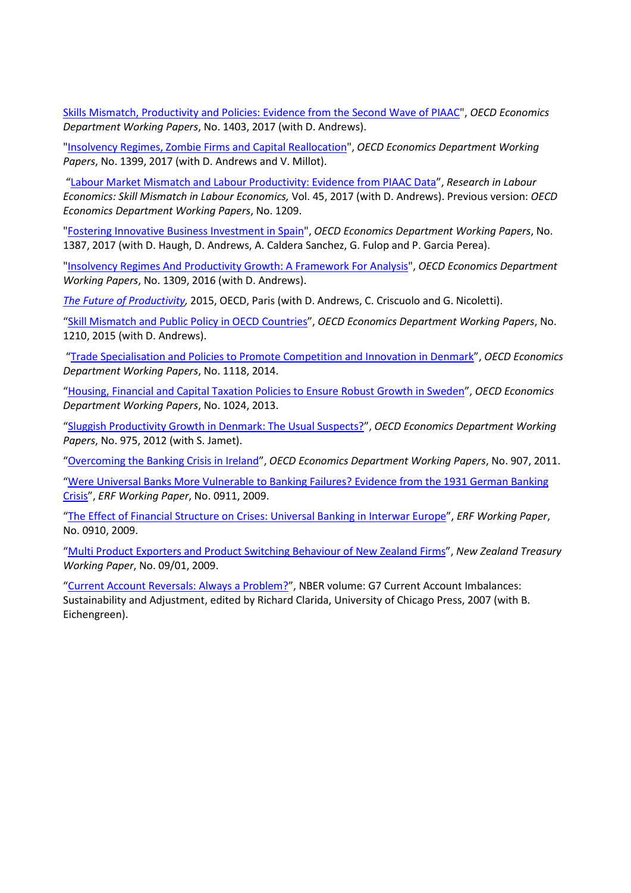Skills Mismatch, Productivity and Policies: Evidence from the Second Wave of PIAAC", *OECD Economics Department Working Papers*, No. 1403, 2017 (with D. Andrews).

"Insolvency Regimes, Zombie Firms and Capital Reallocation", *OECD Economics Department Working Papers*, No. 1399, 2017 (with D. Andrews and V. Millot).

"Labour Market Mismatch and Labour Productivity: Evidence from PIAAC Data", *Research in Labour Economics: Skill Mismatch in Labour Economics,* Vol. 45, 2017 (with D. Andrews). Previous version: *OECD Economics Department Working Papers*, No. 1209.

"Fostering Innovative Business Investment in Spain", *OECD Economics Department Working Papers*, No. 1387, 2017 (with D. Haugh, D. Andrews, A. Caldera Sanchez, G. Fulop and P. Garcia Perea).

"Insolvency Regimes And Productivity Growth: A Framework For Analysis", *OECD Economics Department Working Papers*, No. 1309, 2016 (with D. Andrews).

*The Future of Productivity,* 2015, OECD, Paris (with D. Andrews, C. Criscuolo and G. Nicoletti).

"Skill Mismatch and Public Policy in OECD Countries", *OECD Economics Department Working Papers*, No. 1210, 2015 (with D. Andrews).

"Trade Specialisation and Policies to Promote Competition and Innovation in Denmark", *OECD Economics Department Working Papers*, No. 1118, 2014.

"Housing, Financial and Capital Taxation Policies to Ensure Robust Growth in Sweden", *OECD Economics Department Working Papers*, No. 1024, 2013.

"Sluggish Productivity Growth in Denmark: The Usual Suspects?", *OECD Economics Department Working Papers*, No. 975, 2012 (with S. Jamet).

"Overcoming the Banking Crisis in Ireland", *OECD Economics Department Working Papers*, No. 907, 2011.

"Were Universal Banks More Vulnerable to Banking Failures? Evidence from the 1931 German Banking Crisis", *ERF Working Paper*, No. 0911, 2009.

"The Effect of Financial Structure on Crises: Universal Banking in Interwar Europe", *ERF Working Paper*, No. 0910, 2009.

"Multi Product Exporters and Product Switching Behaviour of New Zealand Firms", *New Zealand Treasury Working Paper*, No. 09/01, 2009.

"Current Account Reversals: Always a Problem?", NBER volume: G7 Current Account Imbalances: Sustainability and Adjustment, edited by Richard Clarida, University of Chicago Press, 2007 (with B. Eichengreen).